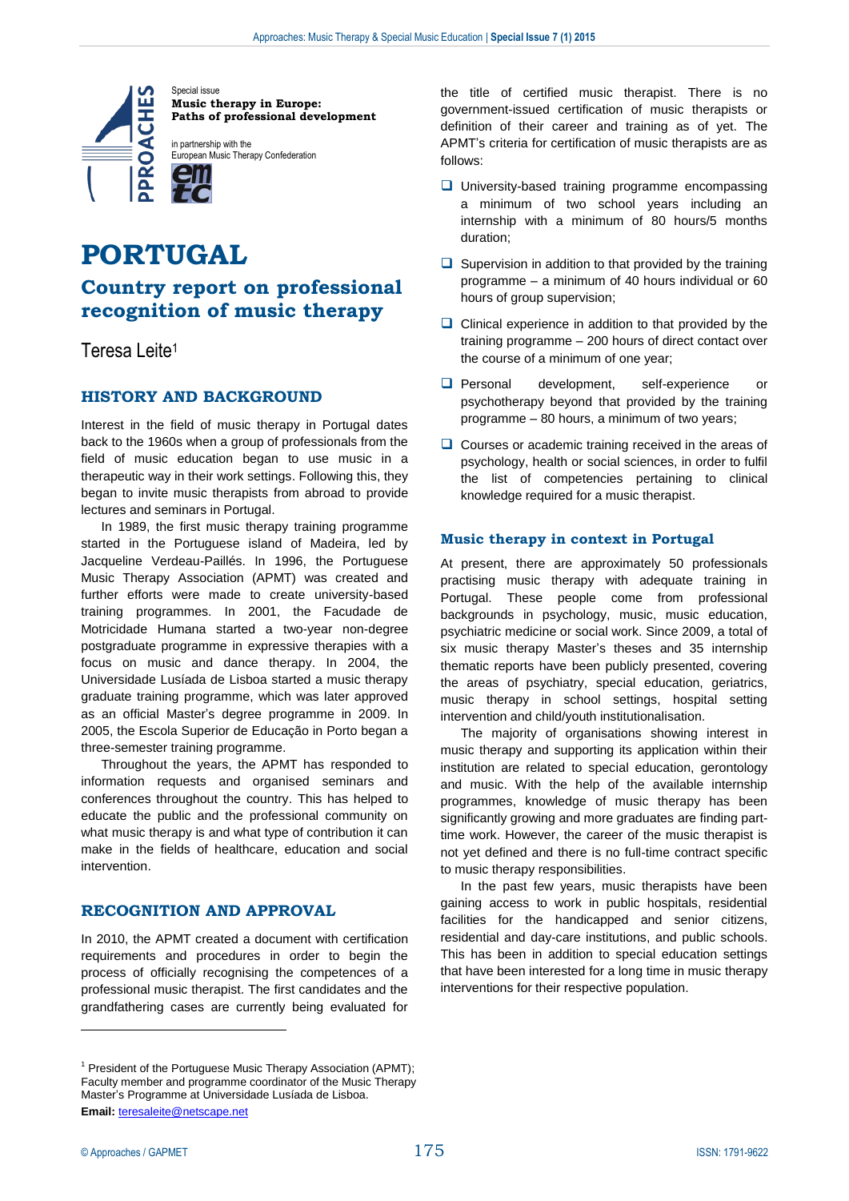Special issue
**Music therapy in Europe: Paths of professional development**

in partnership with the European Music Therapy Confederation

# PORTUGAL

## Country report on professional recognition of music therapy

Teresa Leite[1]

### HISTORY AND BACKGROUND

Interest in the field of music therapy in Portugal dates back to the 1960s when a group of professionals from the field of music education began to use music in a therapeutic way in their work settings. Following this, they began to invite music therapists from abroad to provide lectures and seminars in Portugal.

In 1989, the first music therapy training programme started in the Portuguese island of Madeira, led by Jacqueline Verdeau-Paillés. In 1996, the Portuguese Music Therapy Association (APMT) was created and further efforts were made to create university-based training programmes. In 2001, the Facudade de Motricidade Humana started a two-year non-degree postgraduate programme in expressive therapies with a focus on music and dance therapy. In 2004, the Universidade Lusíada de Lisboa started a music therapy graduate training programme, which was later approved as an official Master's degree programme in 2009. In 2005, the Escola Superior de Educação in Porto began a three-semester training programme.

Throughout the years, the APMT has responded to information requests and organised seminars and conferences throughout the country. This has helped to educate the public and the professional community on what music therapy is and what type of contribution it can make in the fields of healthcare, education and social intervention.

### RECOGNITION AND APPROVAL

In 2010, the APMT created a document with certification requirements and procedures in order to begin the process of officially recognising the competences of a professional music therapist. The first candidates and the grandfathering cases are currently being evaluated for the title of certified music therapist. There is no government-issued certification of music therapists or definition of their career and training as of yet. The APMT's criteria for certification of music therapists are as follows:

- University-based training programme encompassing a minimum of two school years including an internship with a minimum of 80 hours/5 months duration;
- Supervision in addition to that provided by the training programme – a minimum of 40 hours individual or 60 hours of group supervision;
- Clinical experience in addition to that provided by the training programme – 200 hours of direct contact over the course of a minimum of one year;
- Personal development, self-experience or psychotherapy beyond that provided by the training programme – 80 hours, a minimum of two years;
- Courses or academic training received in the areas of psychology, health or social sciences, in order to fulfil the list of competencies pertaining to clinical knowledge required for a music therapist.

#### Music therapy in context in Portugal

At present, there are approximately 50 professionals practising music therapy with adequate training in Portugal. These people come from professional backgrounds in psychology, music, music education, psychiatric medicine or social work. Since 2009, a total of six music therapy Master's theses and 35 internship thematic reports have been publicly presented, covering the areas of psychiatry, special education, geriatrics, music therapy in school settings, hospital setting intervention and child/youth institutionalisation.

The majority of organisations showing interest in music therapy and supporting its application within their institution are related to special education, gerontology and music. With the help of the available internship programmes, knowledge of music therapy has been significantly growing and more graduates are finding part-time work. However, the career of the music therapist is not yet defined and there is no full-time contract specific to music therapy responsibilities.

In the past few years, music therapists have been gaining access to work in public hospitals, residential facilities for the handicapped and senior citizens, residential and day-care institutions, and public schools. This has been in addition to special education settings that have been interested for a long time in music therapy interventions for their respective population.

---

[1] President of the Portuguese Music Therapy Association (APMT); Faculty member and programme coordinator of the Music Therapy Master's Programme at Universidade Lusíada de Lisboa.
**Email:** teresaleite@netscape.net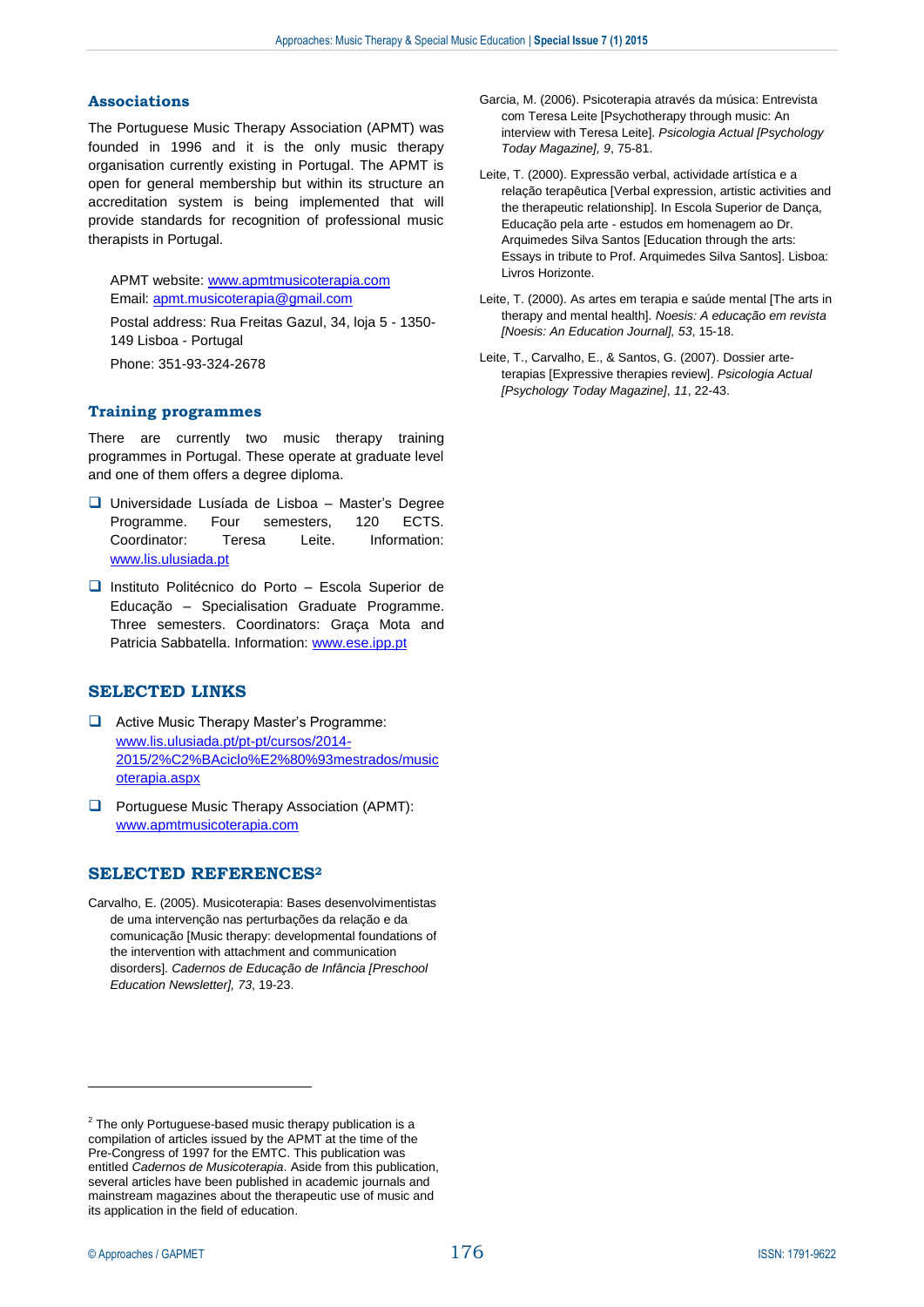### Associations

The Portuguese Music Therapy Association (APMT) was founded in 1996 and it is the only music therapy organisation currently existing in Portugal. The APMT is open for general membership but within its structure an accreditation system is being implemented that will provide standards for recognition of professional music therapists in Portugal.

APMT website: www.apmtmusicoterapia.com
Email: apmt.musicoterapia@gmail.com

Postal address: Rua Freitas Gazul, 34, loja 5 - 1350-149 Lisboa - Portugal

Phone: 351-93-324-2678

### Training programmes

There are currently two music therapy training programmes in Portugal. These operate at graduate level and one of them offers a degree diploma.

- Universidade Lusíada de Lisboa – Master's Degree Programme. Four semesters, 120 ECTS. Coordinator: Teresa Leite. Information: www.lis.ulusiada.pt
- Instituto Politécnico do Porto – Escola Superior de Educação – Specialisation Graduate Programme. Three semesters. Coordinators: Graça Mota and Patricia Sabbatella. Information: www.ese.ipp.pt

## SELECTED LINKS

- Active Music Therapy Master's Programme: www.lis.ulusiada.pt/pt-pt/cursos/2014-2015/2%C2%BAciclo%E2%80%93mestrados/musicoterapia.aspx
- Portuguese Music Therapy Association (APMT): www.apmtmusicoterapia.com

## SELECTED REFERENCES[2]

Carvalho, E. (2005). Musicoterapia: Bases desenvolvimentistas de uma intervenção nas perturbações da relação e da comunicação [Music therapy: developmental foundations of the intervention with attachment and communication disorders]. *Cadernos de Educação de Infância [Preschool Education Newsletter], 73*, 19-23.

Garcia, M. (2006). Psicoterapia através da música: Entrevista com Teresa Leite [Psychotherapy through music: An interview with Teresa Leite]. *Psicologia Actual [Psychology Today Magazine], 9*, 75-81.

Leite, T. (2000). Expressão verbal, actividade artística e a relação terapêutica [Verbal expression, artistic activities and the therapeutic relationship]. In Escola Superior de Dança, Educação pela arte - estudos em homenagem ao Dr. Arquimedes Silva Santos [Education through the arts: Essays in tribute to Prof. Arquimedes Silva Santos]. Lisboa: Livros Horizonte.

Leite, T. (2000). As artes em terapia e saúde mental [The arts in therapy and mental health]. *Noesis: A educação em revista [Noesis: An Education Journal], 53*, 15-18.

Leite, T., Carvalho, E., & Santos, G. (2007). Dossier arte-terapias [Expressive therapies review]. *Psicologia Actual [Psychology Today Magazine]*, *11*, 22-43.

---

[2] The only Portuguese-based music therapy publication is a compilation of articles issued by the APMT at the time of the Pre-Congress of 1997 for the EMTC. This publication was entitled *Cadernos de Musicoterapia*. Aside from this publication, several articles have been published in academic journals and mainstream magazines about the therapeutic use of music and its application in the field of education.